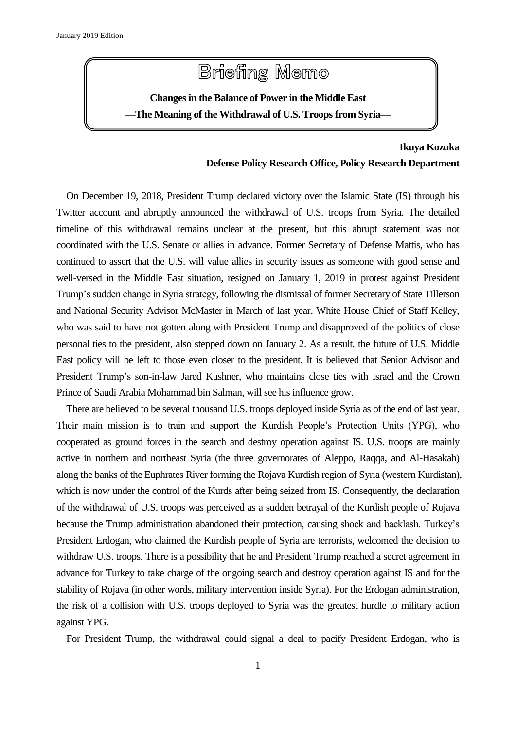January 2019 Edition

# Briefing Memo

**Changes in the Balance of Power in the Middle East**
**—The Meaning of the Withdrawal of U.S. Troops from Syria—**

**Ikuya Kozuka**
**Defense Policy Research Office, Policy Research Department**

On December 19, 2018, President Trump declared victory over the Islamic State (IS) through his Twitter account and abruptly announced the withdrawal of U.S. troops from Syria. The detailed timeline of this withdrawal remains unclear at the present, but this abrupt statement was not coordinated with the U.S. Senate or allies in advance. Former Secretary of Defense Mattis, who has continued to assert that the U.S. will value allies in security issues as someone with good sense and well-versed in the Middle East situation, resigned on January 1, 2019 in protest against President Trump's sudden change in Syria strategy, following the dismissal of former Secretary of State Tillerson and National Security Advisor McMaster in March of last year. White House Chief of Staff Kelley, who was said to have not gotten along with President Trump and disapproved of the politics of close personal ties to the president, also stepped down on January 2. As a result, the future of U.S. Middle East policy will be left to those even closer to the president. It is believed that Senior Advisor and President Trump's son-in-law Jared Kushner, who maintains close ties with Israel and the Crown Prince of Saudi Arabia Mohammad bin Salman, will see his influence grow.

There are believed to be several thousand U.S. troops deployed inside Syria as of the end of last year. Their main mission is to train and support the Kurdish People's Protection Units (YPG), who cooperated as ground forces in the search and destroy operation against IS. U.S. troops are mainly active in northern and northeast Syria (the three governorates of Aleppo, Raqqa, and Al-Hasakah) along the banks of the Euphrates River forming the Rojava Kurdish region of Syria (western Kurdistan), which is now under the control of the Kurds after being seized from IS. Consequently, the declaration of the withdrawal of U.S. troops was perceived as a sudden betrayal of the Kurdish people of Rojava because the Trump administration abandoned their protection, causing shock and backlash. Turkey's President Erdogan, who claimed the Kurdish people of Syria are terrorists, welcomed the decision to withdraw U.S. troops. There is a possibility that he and President Trump reached a secret agreement in advance for Turkey to take charge of the ongoing search and destroy operation against IS and for the stability of Rojava (in other words, military intervention inside Syria). For the Erdogan administration, the risk of a collision with U.S. troops deployed to Syria was the greatest hurdle to military action against YPG.

For President Trump, the withdrawal could signal a deal to pacify President Erdogan, who is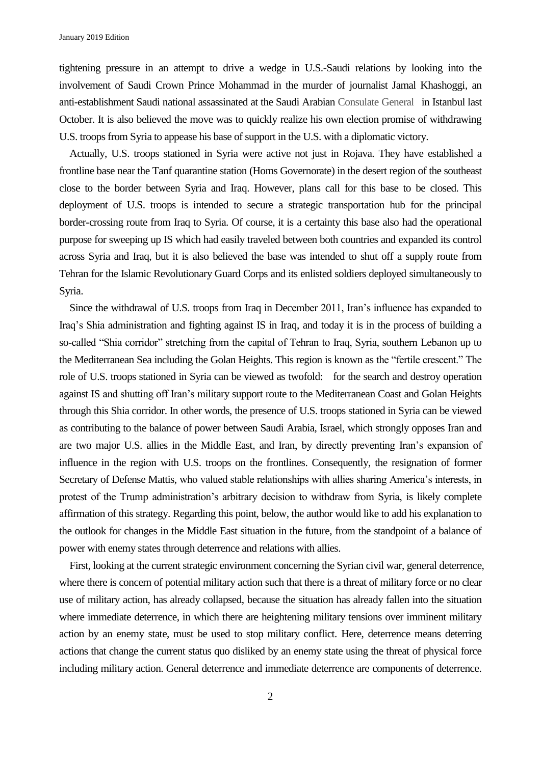tightening pressure in an attempt to drive a wedge in U.S.-Saudi relations by looking into the involvement of Saudi Crown Prince Mohammad in the murder of journalist Jamal Khashoggi, an anti-establishment Saudi national assassinated at the Saudi Arabian Consulate General in Istanbul last October. It is also believed the move was to quickly realize his own election promise of withdrawing U.S. troops from Syria to appease his base of support in the U.S. with a diplomatic victory.

Actually, U.S. troops stationed in Syria were active not just in Rojava. They have established a frontline base near the Tanf quarantine station (Homs Governorate) in the desert region of the southeast close to the border between Syria and Iraq. However, plans call for this base to be closed. This deployment of U.S. troops is intended to secure a strategic transportation hub for the principal border-crossing route from Iraq to Syria. Of course, it is a certainty this base also had the operational purpose for sweeping up IS which had easily traveled between both countries and expanded its control across Syria and Iraq, but it is also believed the base was intended to shut off a supply route from Tehran for the Islamic Revolutionary Guard Corps and its enlisted soldiers deployed simultaneously to Syria.

Since the withdrawal of U.S. troops from Iraq in December 2011, Iran's influence has expanded to Iraq's Shia administration and fighting against IS in Iraq, and today it is in the process of building a so-called "Shia corridor" stretching from the capital of Tehran to Iraq, Syria, southern Lebanon up to the Mediterranean Sea including the Golan Heights. This region is known as the "fertile crescent." The role of U.S. troops stationed in Syria can be viewed as twofold: for the search and destroy operation against IS and shutting off Iran's military support route to the Mediterranean Coast and Golan Heights through this Shia corridor. In other words, the presence of U.S. troops stationed in Syria can be viewed as contributing to the balance of power between Saudi Arabia, Israel, which strongly opposes Iran and are two major U.S. allies in the Middle East, and Iran, by directly preventing Iran's expansion of influence in the region with U.S. troops on the frontlines. Consequently, the resignation of former Secretary of Defense Mattis, who valued stable relationships with allies sharing America's interests, in protest of the Trump administration's arbitrary decision to withdraw from Syria, is likely complete affirmation of this strategy. Regarding this point, below, the author would like to add his explanation to the outlook for changes in the Middle East situation in the future, from the standpoint of a balance of power with enemy states through deterrence and relations with allies.

First, looking at the current strategic environment concerning the Syrian civil war, general deterrence, where there is concern of potential military action such that there is a threat of military force or no clear use of military action, has already collapsed, because the situation has already fallen into the situation where immediate deterrence, in which there are heightening military tensions over imminent military action by an enemy state, must be used to stop military conflict. Here, deterrence means deterring actions that change the current status quo disliked by an enemy state using the threat of physical force including military action. General deterrence and immediate deterrence are components of deterrence.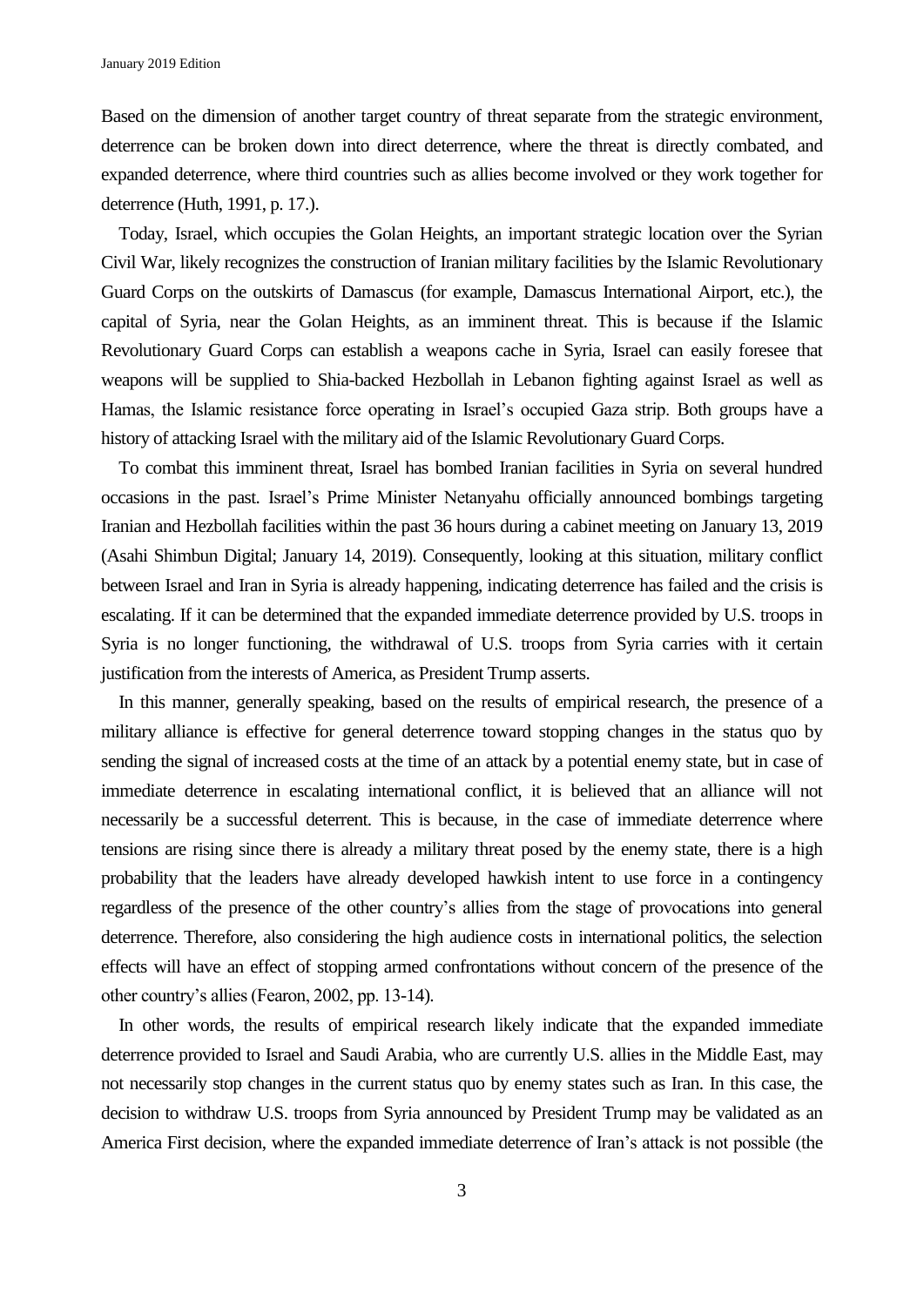Based on the dimension of another target country of threat separate from the strategic environment, deterrence can be broken down into direct deterrence, where the threat is directly combated, and expanded deterrence, where third countries such as allies become involved or they work together for deterrence (Huth, 1991, p. 17.).

Today, Israel, which occupies the Golan Heights, an important strategic location over the Syrian Civil War, likely recognizes the construction of Iranian military facilities by the Islamic Revolutionary Guard Corps on the outskirts of Damascus (for example, Damascus International Airport, etc.), the capital of Syria, near the Golan Heights, as an imminent threat. This is because if the Islamic Revolutionary Guard Corps can establish a weapons cache in Syria, Israel can easily foresee that weapons will be supplied to Shia-backed Hezbollah in Lebanon fighting against Israel as well as Hamas, the Islamic resistance force operating in Israel's occupied Gaza strip. Both groups have a history of attacking Israel with the military aid of the Islamic Revolutionary Guard Corps.

To combat this imminent threat, Israel has bombed Iranian facilities in Syria on several hundred occasions in the past. Israel's Prime Minister Netanyahu officially announced bombings targeting Iranian and Hezbollah facilities within the past 36 hours during a cabinet meeting on January 13, 2019 (Asahi Shimbun Digital; January 14, 2019). Consequently, looking at this situation, military conflict between Israel and Iran in Syria is already happening, indicating deterrence has failed and the crisis is escalating. If it can be determined that the expanded immediate deterrence provided by U.S. troops in Syria is no longer functioning, the withdrawal of U.S. troops from Syria carries with it certain justification from the interests of America, as President Trump asserts.

In this manner, generally speaking, based on the results of empirical research, the presence of a military alliance is effective for general deterrence toward stopping changes in the status quo by sending the signal of increased costs at the time of an attack by a potential enemy state, but in case of immediate deterrence in escalating international conflict, it is believed that an alliance will not necessarily be a successful deterrent. This is because, in the case of immediate deterrence where tensions are rising since there is already a military threat posed by the enemy state, there is a high probability that the leaders have already developed hawkish intent to use force in a contingency regardless of the presence of the other country's allies from the stage of provocations into general deterrence. Therefore, also considering the high audience costs in international politics, the selection effects will have an effect of stopping armed confrontations without concern of the presence of the other country's allies (Fearon, 2002, pp. 13-14).

In other words, the results of empirical research likely indicate that the expanded immediate deterrence provided to Israel and Saudi Arabia, who are currently U.S. allies in the Middle East, may not necessarily stop changes in the current status quo by enemy states such as Iran. In this case, the decision to withdraw U.S. troops from Syria announced by President Trump may be validated as an America First decision, where the expanded immediate deterrence of Iran's attack is not possible (the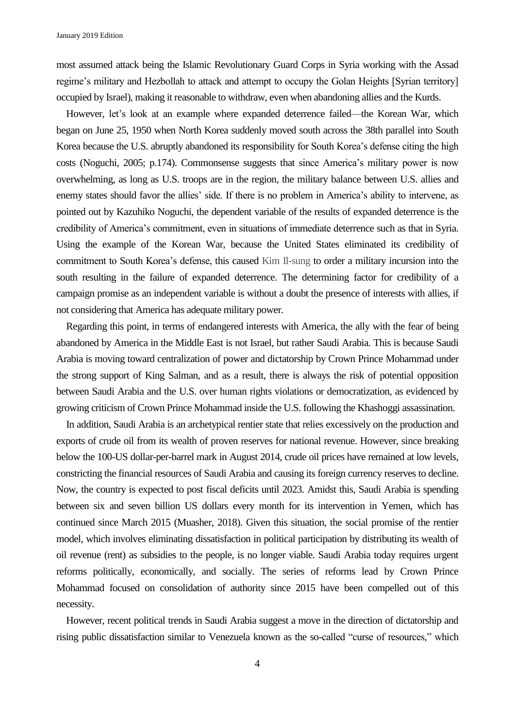most assumed attack being the Islamic Revolutionary Guard Corps in Syria working with the Assad regime's military and Hezbollah to attack and attempt to occupy the Golan Heights [Syrian territory] occupied by Israel), making it reasonable to withdraw, even when abandoning allies and the Kurds.

However, let's look at an example where expanded deterrence failed—the Korean War, which began on June 25, 1950 when North Korea suddenly moved south across the 38th parallel into South Korea because the U.S. abruptly abandoned its responsibility for South Korea's defense citing the high costs (Noguchi, 2005; p.174). Commonsense suggests that since America's military power is now overwhelming, as long as U.S. troops are in the region, the military balance between U.S. allies and enemy states should favor the allies' side. If there is no problem in America's ability to intervene, as pointed out by Kazuhiko Noguchi, the dependent variable of the results of expanded deterrence is the credibility of America's commitment, even in situations of immediate deterrence such as that in Syria. Using the example of the Korean War, because the United States eliminated its credibility of commitment to South Korea's defense, this caused Kim Il-sung to order a military incursion into the south resulting in the failure of expanded deterrence. The determining factor for credibility of a campaign promise as an independent variable is without a doubt the presence of interests with allies, if not considering that America has adequate military power.

Regarding this point, in terms of endangered interests with America, the ally with the fear of being abandoned by America in the Middle East is not Israel, but rather Saudi Arabia. This is because Saudi Arabia is moving toward centralization of power and dictatorship by Crown Prince Mohammad under the strong support of King Salman, and as a result, there is always the risk of potential opposition between Saudi Arabia and the U.S. over human rights violations or democratization, as evidenced by growing criticism of Crown Prince Mohammad inside the U.S. following the Khashoggi assassination.

In addition, Saudi Arabia is an archetypical rentier state that relies excessively on the production and exports of crude oil from its wealth of proven reserves for national revenue. However, since breaking below the 100-US dollar-per-barrel mark in August 2014, crude oil prices have remained at low levels, constricting the financial resources of Saudi Arabia and causing its foreign currency reserves to decline. Now, the country is expected to post fiscal deficits until 2023. Amidst this, Saudi Arabia is spending between six and seven billion US dollars every month for its intervention in Yemen, which has continued since March 2015 (Muasher, 2018). Given this situation, the social promise of the rentier model, which involves eliminating dissatisfaction in political participation by distributing its wealth of oil revenue (rent) as subsidies to the people, is no longer viable. Saudi Arabia today requires urgent reforms politically, economically, and socially. The series of reforms lead by Crown Prince Mohammad focused on consolidation of authority since 2015 have been compelled out of this necessity.

However, recent political trends in Saudi Arabia suggest a move in the direction of dictatorship and rising public dissatisfaction similar to Venezuela known as the so-called "curse of resources," which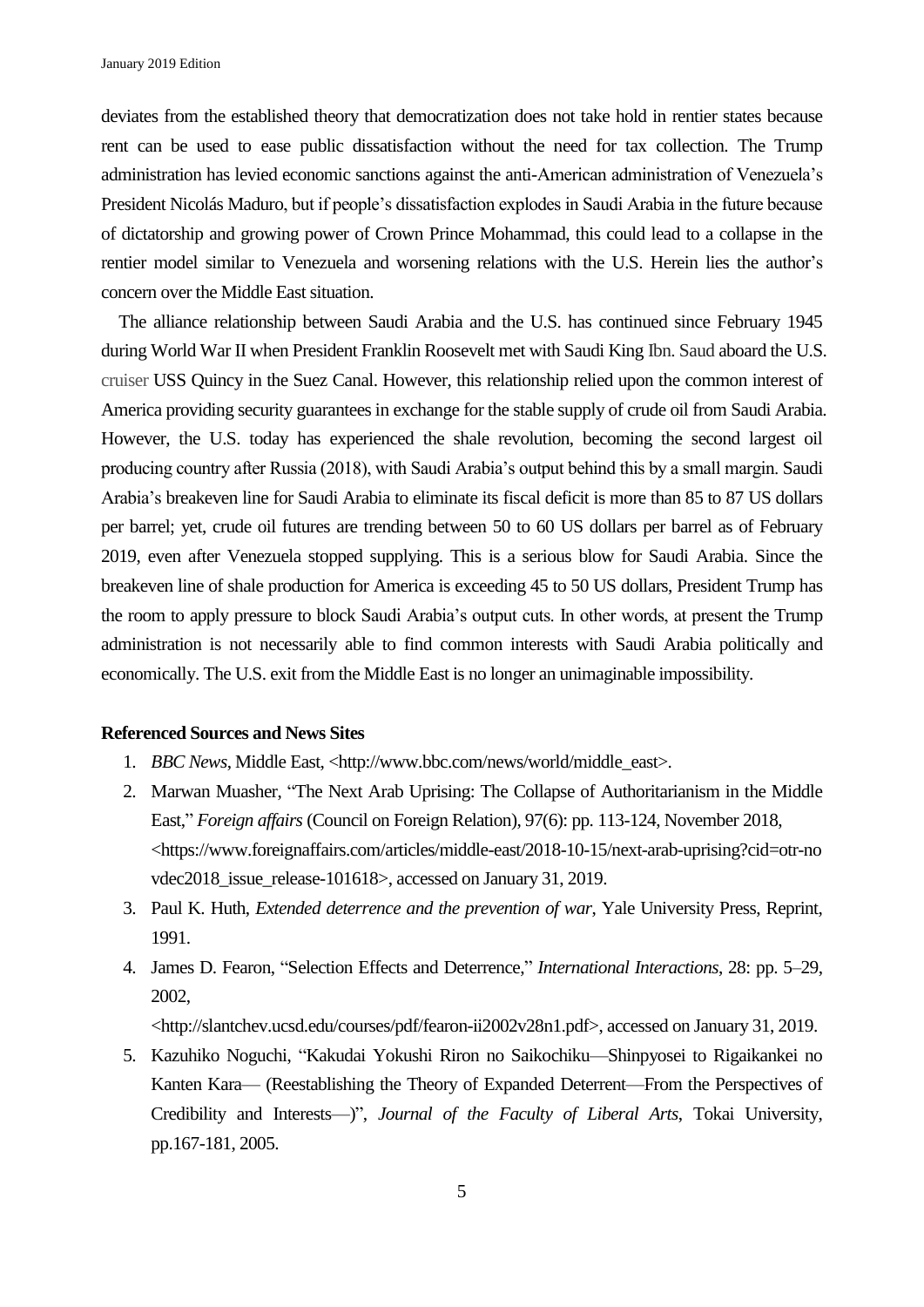deviates from the established theory that democratization does not take hold in rentier states because rent can be used to ease public dissatisfaction without the need for tax collection. The Trump administration has levied economic sanctions against the anti-American administration of Venezuela's President Nicolás Maduro, but if people's dissatisfaction explodes in Saudi Arabia in the future because of dictatorship and growing power of Crown Prince Mohammad, this could lead to a collapse in the rentier model similar to Venezuela and worsening relations with the U.S. Herein lies the author's concern over the Middle East situation.

The alliance relationship between Saudi Arabia and the U.S. has continued since February 1945 during World War II when President Franklin Roosevelt met with Saudi King Ibn. Saud aboard the U.S. cruiser USS Quincy in the Suez Canal. However, this relationship relied upon the common interest of America providing security guarantees in exchange for the stable supply of crude oil from Saudi Arabia. However, the U.S. today has experienced the shale revolution, becoming the second largest oil producing country after Russia (2018), with Saudi Arabia's output behind this by a small margin. Saudi Arabia's breakeven line for Saudi Arabia to eliminate its fiscal deficit is more than 85 to 87 US dollars per barrel; yet, crude oil futures are trending between 50 to 60 US dollars per barrel as of February 2019, even after Venezuela stopped supplying. This is a serious blow for Saudi Arabia. Since the breakeven line of shale production for America is exceeding 45 to 50 US dollars, President Trump has the room to apply pressure to block Saudi Arabia's output cuts. In other words, at present the Trump administration is not necessarily able to find common interests with Saudi Arabia politically and economically. The U.S. exit from the Middle East is no longer an unimaginable impossibility.

**Referenced Sources and News Sites**

1. *BBC News*, Middle East, <http://www.bbc.com/news/world/middle_east>.
2. Marwan Muasher, "The Next Arab Uprising: The Collapse of Authoritarianism in the Middle East," *Foreign affairs* (Council on Foreign Relation), 97(6): pp. 113-124, November 2018, <https://www.foreignaffairs.com/articles/middle-east/2018-10-15/next-arab-uprising?cid=otr-novdec2018_issue_release-101618>, accessed on January 31, 2019.
3. Paul K. Huth, *Extended deterrence and the prevention of war*, Yale University Press, Reprint, 1991.
4. James D. Fearon, "Selection Effects and Deterrence," *International Interactions*, 28: pp. 5–29, 2002, <http://slantchev.ucsd.edu/courses/pdf/fearon-ii2002v28n1.pdf>, accessed on January 31, 2019.
5. Kazuhiko Noguchi, "Kakudai Yokushi Riron no Saikochiku—Shinpyosei to Rigaikankei no Kanten Kara— (Reestablishing the Theory of Expanded Deterrent—From the Perspectives of Credibility and Interests—)", *Journal of the Faculty of Liberal Arts*, Tokai University, pp.167-181, 2005.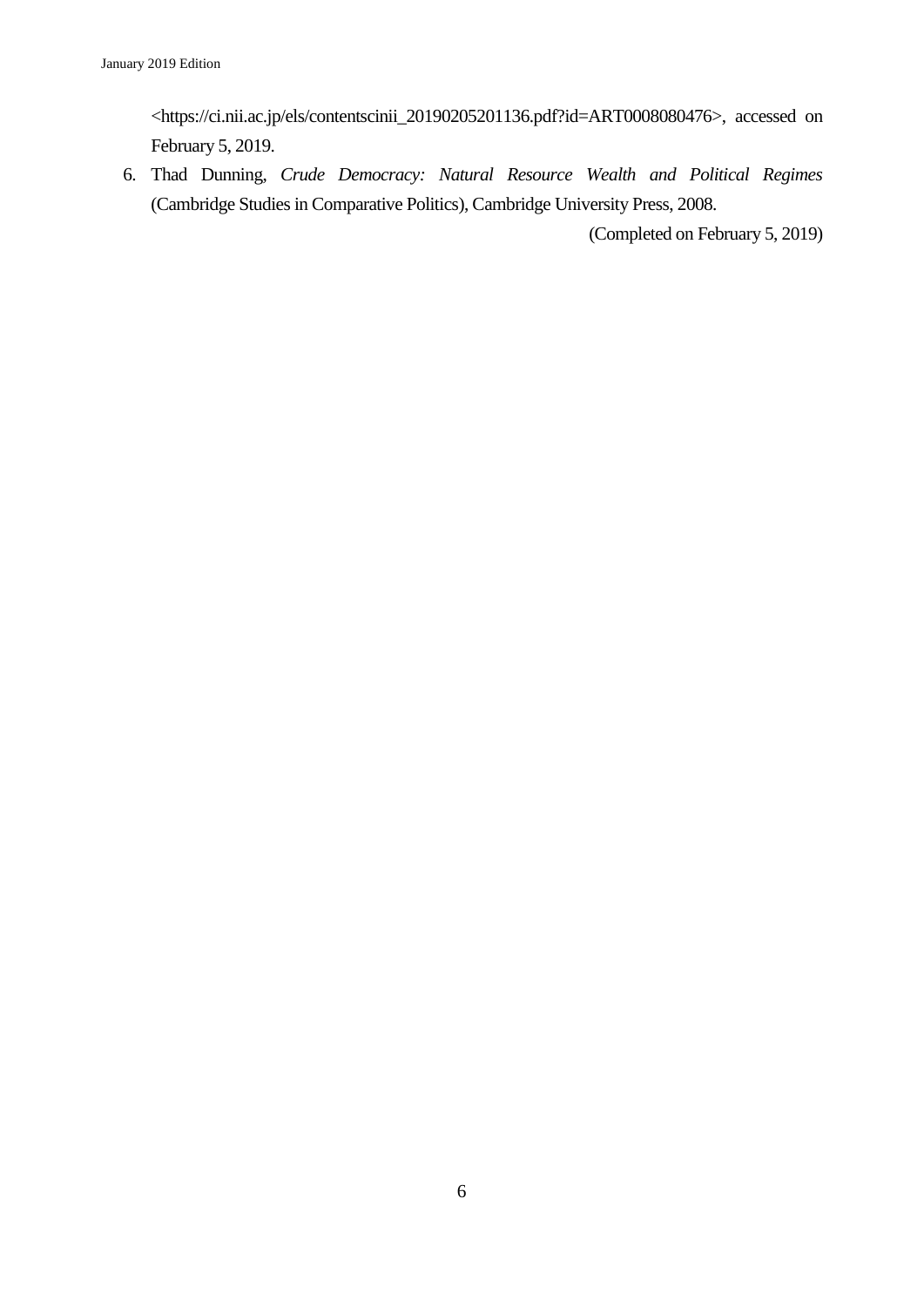<https://ci.nii.ac.jp/els/contentscinii_20190205201136.pdf?id=ART0008080476>, accessed on February 5, 2019.

6. Thad Dunning, *Crude Democracy: Natural Resource Wealth and Political Regimes* (Cambridge Studies in Comparative Politics), Cambridge University Press, 2008.

(Completed on February 5, 2019)